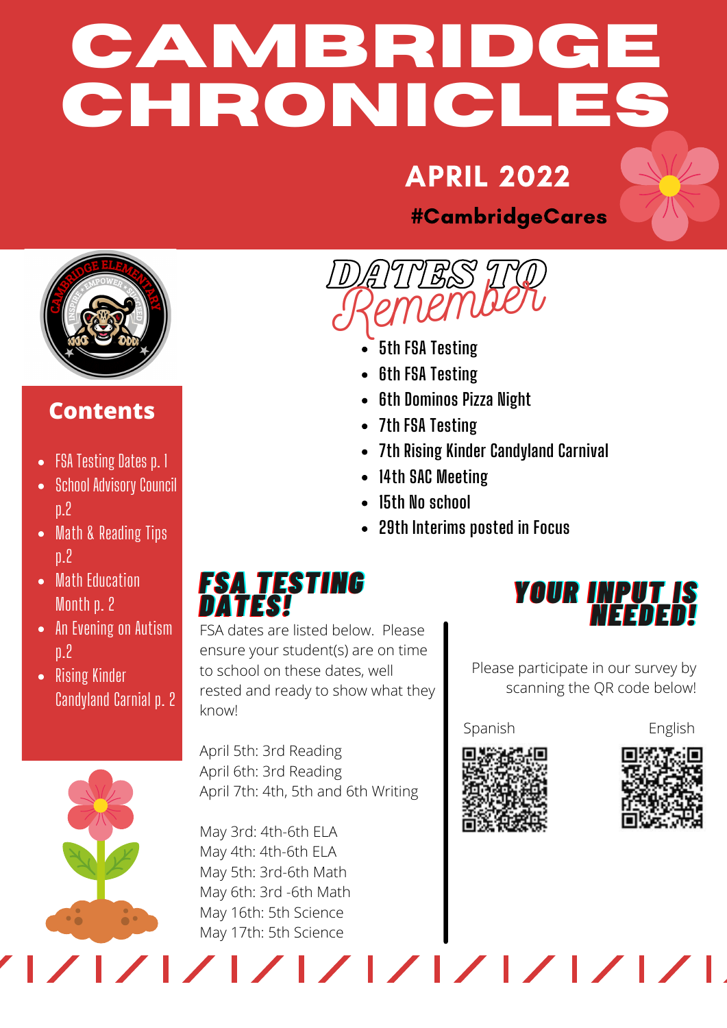# CAMBRIDGE CHRONICLES

## APRIL 2022

**#CambridgeCares**

## Contents

- FSA Testing Dates p. 1
- School Advisory Council p.2
- Math & Reading Tips p.2
- Math Education Month p. 2
- An Evening on Autism p.2
- Rising Kinder Candyland Carnial p. 2

## DATES TO Remember

- 5th FSA Testing
- 6th FSA Testing
- 6th Dominos Pizza Night
- 7th FSA Testing
- 7th Rising Kinder Candyland Carnival
- 14th SAC Meeting
- 15th No school
- 29th Interims posted in Focus

## FSA TESTING DATES!

FSA dates are listed below. Please ensure your student(s) are on time to school on these dates, well rested and ready to show what they know!

April 5th: 3rd Reading
April 6th: 3rd Reading
April 7th: 4th, 5th and 6th Writing

May 3rd: 4th-6th ELA
May 4th: 4th-6th ELA
May 5th: 3rd-6th Math
May 6th: 3rd -6th Math
May 16th: 5th Science
May 17th: 5th Science

## YOUR INPUT IS NEEDED!

Please participate in our survey by scanning the QR code below!

Spanish

English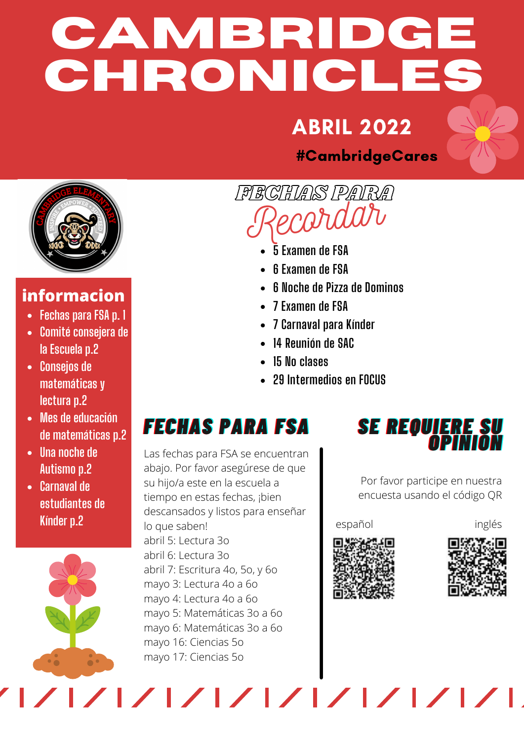# CAMBRIDGE CHRONICLES

## ABRIL 2022

#CambridgeCares

## informacion

- Fechas para FSA p. 1
- Comité consejera de la Escuela p.2
- Consejos de matemáticas y lectura p.2
- Mes de educación de matemáticas p.2
- Una noche de Autismo p.2
- Carnaval de estudiantes de Kínder p.2

## FECHAS PARA Recordar

- 5 Examen de FSA
- 6 Examen de FSA
- 6 Noche de Pizza de Dominos
- 7 Examen de FSA
- 7 Carnaval para Kínder
- 14 Reunión de SAC
- 15 No clases
- 29 Intermedios en FOCUS

## FECHAS PARA FSA

Las fechas para FSA se encuentran abajo. Por favor asegúrese de que su hijo/a este en la escuela a tiempo en estas fechas, ¡bien descansados y listos para enseñar lo que saben!

abril 5: Lectura 3o
abril 6: Lectura 3o
abril 7: Escritura 4o, 5o, y 6o
mayo 3: Lectura 4o a 6o
mayo 4: Lectura 4o a 6o
mayo 5: Matemáticas 3o a 6o
mayo 6: Matemáticas 3o a 6o
mayo 16: Ciencias 5o
mayo 17: Ciencias 5o

## SE REQUIERE SU OPINION

Por favor participe en nuestra encuesta usando el código QR

español

inglés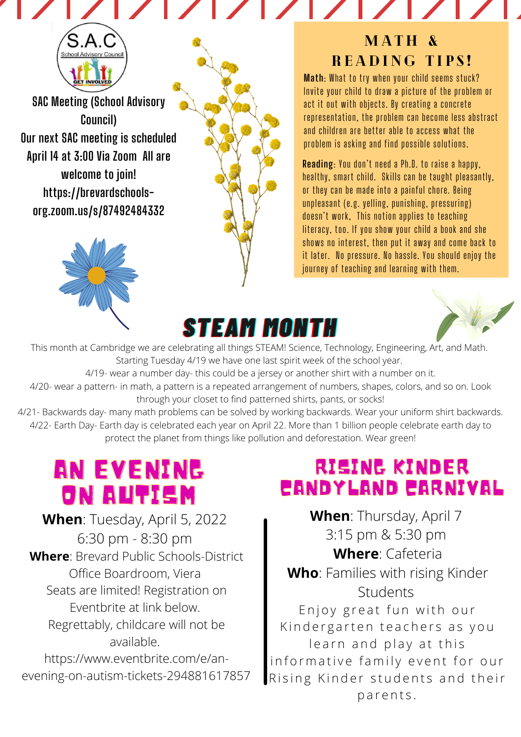S.A.C
School Advisory Council
GET INVOLVED

## SAC Meeting (School Advisory Council)

Our next SAC meeting is scheduled April 14 at 3:00 Via Zoom All are welcome to join! https://brevardschools-org.zoom.us/s/87492484332

## MATH & READING TIPS!

**Math**: What to try when your child seems stuck? Invite your child to draw a picture of the problem or act it out with objects. By creating a concrete representation, the problem can become less abstract and children are better able to access what the problem is asking and find possible solutions.

**Reading**: You don't need a Ph.D. to raise a happy, healthy, smart child. Skills can be taught pleasantly, or they can be made into a painful chore. Being unpleasant (e.g. yelling, punishing, pressuring) doesn't work, This notion applies to teaching literacy, too. If you show your child a book and she shows no interest, then put it away and come back to it later. No pressure. No hassle. You should enjoy the journey of teaching and learning with them.

## STEAM MONTH

This month at Cambridge we are celebrating all things STEAM! Science, Technology, Engineering, Art, and Math. Starting Tuesday 4/19 we have one last spirit week of the school year.

4/19- wear a number day- this could be a jersey or another shirt with a number on it.

4/20- wear a pattern- in math, a pattern is a repeated arrangement of numbers, shapes, colors, and so on. Look through your closet to find patterned shirts, pants, or socks!

4/21- Backwards day- many math problems can be solved by working backwards. Wear your uniform shirt backwards.

4/22- Earth Day- Earth day is celebrated each year on April 22. More than 1 billion people celebrate earth day to protect the planet from things like pollution and deforestation. Wear green!

## AN EVENING ON AUTISM

**When**: Tuesday, April 5, 2022
6:30 pm - 8:30 pm

**Where**: Brevard Public Schools-District Office Boardroom, Viera

Seats are limited! Registration on Eventbrite at link below.

Regrettably, childcare will not be available.

https://www.eventbrite.com/e/an-evening-on-autism-tickets-294881617857

## RISING KINDER CANDYLAND CARNIVAL

**When**: Thursday, April 7
3:15 pm & 5:30 pm

**Where**: Cafeteria

**Who**: Families with rising Kinder Students

Enjoy great fun with our Kindergarten teachers as you learn and play at this informative family event for our Rising Kinder students and their parents.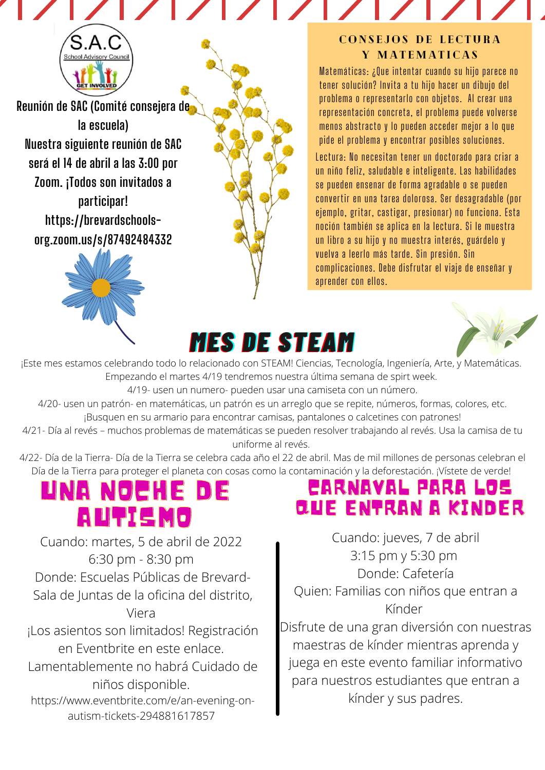S.A.C
School Advisory Council
GET INVOLVED

## Reunión de SAC (Comité consejera de la escuela)

Nuestra siguiente reunión de SAC será el 14 de abril a las 3:00 por Zoom. ¡Todos son invitados a participar!
https://brevardschools-org.zoom.us/s/87492484332

## CONSEJOS DE LECTURA Y MATEMATICAS

Matemáticas: ¿Que intentar cuando su hijo parece no tener solución? Invita a tu hijo hacer un dibujo del problema o representarlo con objetos. Al crear una representación concreta, el problema puede volverse menos abstracto y lo pueden acceder mejor a lo que pide el problema y encontrar posibles soluciones.

Lectura: No necesitan tener un doctorado para criar a un niño feliz, saludable e inteligente. Las habilidades se pueden ensenar de forma agradable o se pueden convertir en una tarea dolorosa. Ser desagradable (por ejemplo, gritar, castigar, presionar) no funciona. Esta noción también se aplica en la lectura. Si le muestra un libro a su hijo y no muestra interés, guárdelo y vuelva a leerlo más tarde. Sin presión. Sin complicaciones. Debe disfrutar el viaje de enseñar y aprender con ellos.

# MES DE STEAM

¡Este mes estamos celebrando todo lo relacionado con STEAM! Ciencias, Tecnología, Ingeniería, Arte, y Matemáticas. Empezando el martes 4/19 tendremos nuestra última semana de spirt week.

4/19- usen un numero- pueden usar una camiseta con un número.

4/20- usen un patrón- en matemáticas, un patrón es un arreglo que se repite, números, formas, colores, etc. ¡Busquen en su armario para encontrar camisas, pantalones o calcetines con patrones!

4/21- Día al revés – muchos problemas de matemáticas se pueden resolver trabajando al revés. Usa la camisa de tu uniforme al revés.

4/22- Día de la Tierra- Día de la Tierra se celebra cada año el 22 de abril. Mas de mil millones de personas celebran el Día de la Tierra para proteger el planeta con cosas como la contaminación y la deforestación. ¡Vístete de verde!

## UNA NOCHE DE AUTISMO

Cuando: martes, 5 de abril de 2022
6:30 pm - 8:30 pm
Donde: Escuelas Públicas de Brevard- Sala de Juntas de la oficina del distrito, Viera
¡Los asientos son limitados! Registración en Eventbrite en este enlace.
Lamentablemente no habrá Cuidado de niños disponible.
https://www.eventbrite.com/e/an-evening-on-autism-tickets-294881617857

## CARNAVAL PARA LOS QUE ENTRAN A KINDER

Cuando: jueves, 7 de abril
3:15 pm y 5:30 pm
Donde: Cafetería
Quien: Familias con niños que entran a Kínder
Disfrute de una gran diversión con nuestras maestras de kínder mientras aprenda y juega en este evento familiar informativo para nuestros estudiantes que entran a kínder y sus padres.